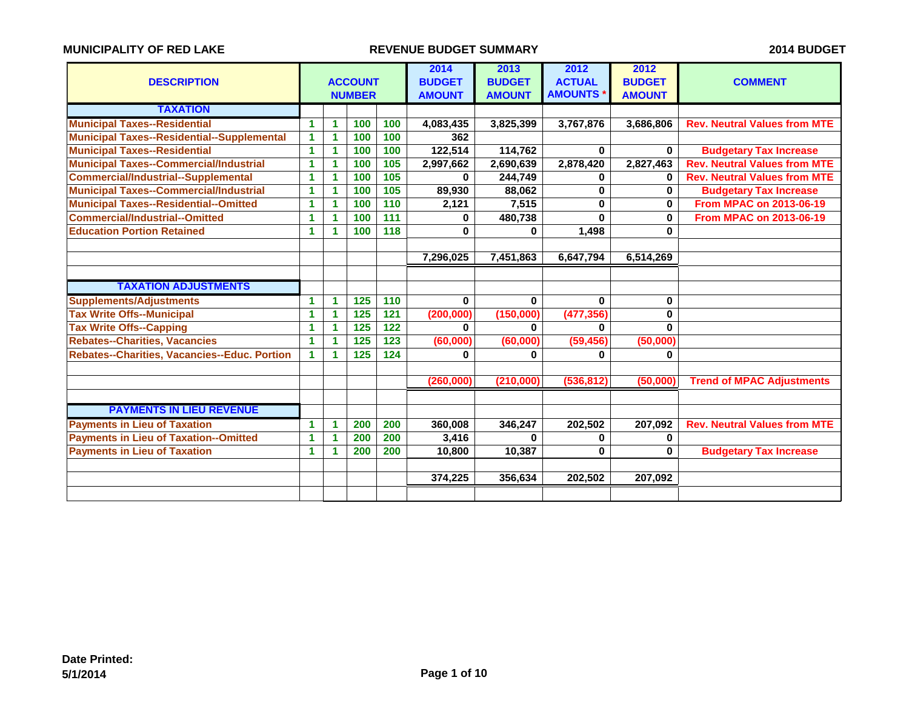**MUNICIPALITY OF RED LAKE** **REVENUE BUDGET SUMMARY** **2014 BUDGET**

| DESCRIPTION | ACCOUNT NUMBER | | | | 2014 BUDGET AMOUNT | 2013 BUDGET AMOUNT | 2012 ACTUAL AMOUNTS * | 2012 BUDGET AMOUNT | COMMENT |
|---|---|---|---|---|---|---|---|---|---|
| **TAXATION** | | | | | | | | | |
| Municipal Taxes--Residential | 1 | 1 | 100 | 100 | 4,083,435 | 3,825,399 | 3,767,876 | 3,686,806 | Rev. Neutral Values from MTE |
| Municipal Taxes--Residential--Supplemental | 1 | 1 | 100 | 100 | 362 | | | | |
| Municipal Taxes--Residential | 1 | 1 | 100 | 100 | 122,514 | 114,762 | 0 | 0 | Budgetary Tax Increase |
| Municipal Taxes--Commercial/Industrial | 1 | 1 | 100 | 105 | 2,997,662 | 2,690,639 | 2,878,420 | 2,827,463 | Rev. Neutral Values from MTE |
| Commercial/Industrial--Supplemental | 1 | 1 | 100 | 105 | 0 | 244,749 | 0 | 0 | Rev. Neutral Values from MTE |
| Municipal Taxes--Commercial/Industrial | 1 | 1 | 100 | 105 | 89,930 | 88,062 | 0 | 0 | Budgetary Tax Increase |
| Municipal Taxes--Residential--Omitted | 1 | 1 | 100 | 110 | 2,121 | 7,515 | 0 | 0 | From MPAC on 2013-06-19 |
| Commercial/Industrial--Omitted | 1 | 1 | 100 | 111 | 0 | 480,738 | 0 | 0 | From MPAC on 2013-06-19 |
| Education Portion Retained | 1 | 1 | 100 | 118 | 0 | 0 | 1,498 | 0 | |
| | | | | | | | | | |
| | | | | | 7,296,025 | 7,451,863 | 6,647,794 | 6,514,269 | |
| | | | | | | | | | |
| **TAXATION ADJUSTMENTS** | | | | | | | | | |
| Supplements/Adjustments | 1 | 1 | 125 | 110 | 0 | 0 | 0 | 0 | |
| Tax Write Offs--Municipal | 1 | 1 | 125 | 121 | (200,000) | (150,000) | (477,356) | 0 | |
| Tax Write Offs--Capping | 1 | 1 | 125 | 122 | 0 | 0 | 0 | 0 | |
| Rebates--Charities, Vacancies | 1 | 1 | 125 | 123 | (60,000) | (60,000) | (59,456) | (50,000) | |
| Rebates--Charities, Vacancies--Educ. Portion | 1 | 1 | 125 | 124 | 0 | 0 | 0 | 0 | |
| | | | | | | | | | |
| | | | | | (260,000) | (210,000) | (536,812) | (50,000) | Trend of MPAC Adjustments |
| | | | | | | | | | |
| **PAYMENTS IN LIEU REVENUE** | | | | | | | | | |
| Payments in Lieu of Taxation | 1 | 1 | 200 | 200 | 360,008 | 346,247 | 202,502 | 207,092 | Rev. Neutral Values from MTE |
| Payments in Lieu of Taxation--Omitted | 1 | 1 | 200 | 200 | 3,416 | 0 | 0 | 0 | |
| Payments in Lieu of Taxation | 1 | 1 | 200 | 200 | 10,800 | 10,387 | 0 | 0 | Budgetary Tax Increase |
| | | | | | | | | | |
| | | | | | 374,225 | 356,634 | 202,502 | 207,092 | |

**Date Printed:**
**5/1/2014**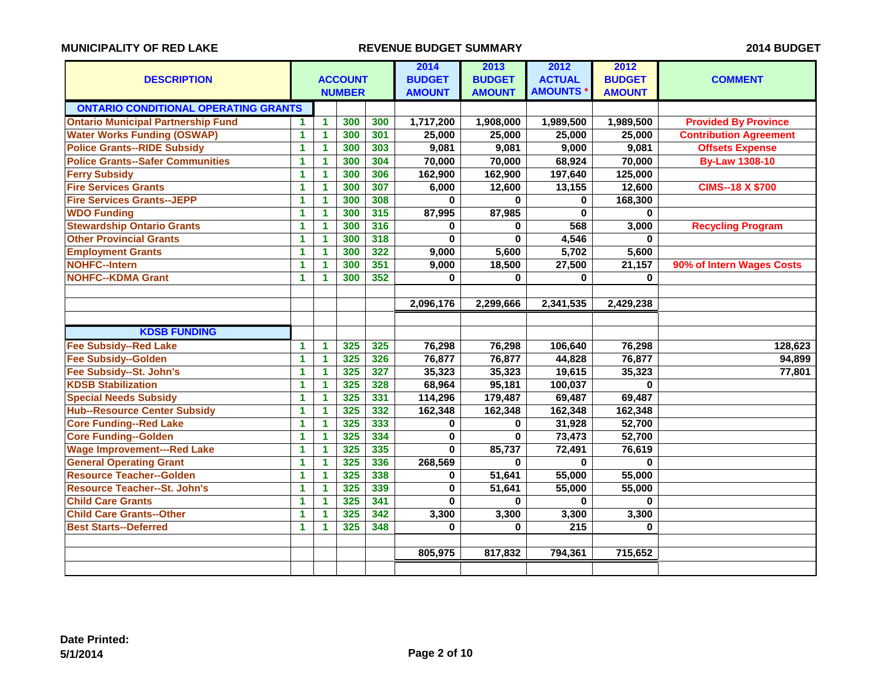**MUNICIPALITY OF RED LAKE** | **REVENUE BUDGET SUMMARY** | **2014 BUDGET**

| DESCRIPTION | ACCOUNT NUMBER | | | | 2014 BUDGET AMOUNT | 2013 BUDGET AMOUNT | 2012 ACTUAL AMOUNTS * | 2012 BUDGET AMOUNT | COMMENT |
|---|---|---|---|---|---|---|---|---|---|
| **ONTARIO CONDITIONAL OPERATING GRANTS** | | | | | | | | | |
| Ontario Municipal Partnership Fund | 1 | 1 | 300 | 300 | 1,717,200 | 1,908,000 | 1,989,500 | 1,989,500 | Provided By Province |
| Water Works Funding (OSWAP) | 1 | 1 | 300 | 301 | 25,000 | 25,000 | 25,000 | 25,000 | Contribution Agreement |
| Police Grants--RIDE Subsidy | 1 | 1 | 300 | 303 | 9,081 | 9,081 | 9,000 | 9,081 | Offsets Expense |
| Police Grants--Safer Communities | 1 | 1 | 300 | 304 | 70,000 | 70,000 | 68,924 | 70,000 | By-Law 1308-10 |
| Ferry Subsidy | 1 | 1 | 300 | 306 | 162,900 | 162,900 | 197,640 | 125,000 | |
| Fire Services Grants | 1 | 1 | 300 | 307 | 6,000 | 12,600 | 13,155 | 12,600 | CIMS--18 X $700 |
| Fire Services Grants--JEPP | 1 | 1 | 300 | 308 | 0 | 0 | 0 | 168,300 | |
| WDO Funding | 1 | 1 | 300 | 315 | 87,995 | 87,985 | 0 | 0 | |
| Stewardship Ontario Grants | 1 | 1 | 300 | 316 | 0 | 0 | 568 | 3,000 | Recycling Program |
| Other Provincial Grants | 1 | 1 | 300 | 318 | 0 | 0 | 4,546 | 0 | |
| Employment Grants | 1 | 1 | 300 | 322 | 9,000 | 5,600 | 5,702 | 5,600 | |
| NOHFC--Intern | 1 | 1 | 300 | 351 | 9,000 | 18,500 | 27,500 | 21,157 | 90% of Intern Wages Costs |
| NOHFC--KDMA Grant | 1 | 1 | 300 | 352 | 0 | 0 | 0 | 0 | |
| | | | | | | | | | |
| | | | | | 2,096,176 | 2,299,666 | 2,341,535 | 2,429,238 | |
| | | | | | | | | | |
| **KDSB FUNDING** | | | | | | | | | |
| Fee Subsidy--Red Lake | 1 | 1 | 325 | 325 | 76,298 | 76,298 | 106,640 | 76,298 | 128,623 |
| Fee Subsidy--Golden | 1 | 1 | 325 | 326 | 76,877 | 76,877 | 44,828 | 76,877 | 94,899 |
| Fee Subsidy--St. John's | 1 | 1 | 325 | 327 | 35,323 | 35,323 | 19,615 | 35,323 | 77,801 |
| KDSB Stabilization | 1 | 1 | 325 | 328 | 68,964 | 95,181 | 100,037 | 0 | |
| Special Needs Subsidy | 1 | 1 | 325 | 331 | 114,296 | 179,487 | 69,487 | 69,487 | |
| Hub--Resource Center Subsidy | 1 | 1 | 325 | 332 | 162,348 | 162,348 | 162,348 | 162,348 | |
| Core Funding--Red Lake | 1 | 1 | 325 | 333 | 0 | 0 | 31,928 | 52,700 | |
| Core Funding--Golden | 1 | 1 | 325 | 334 | 0 | 0 | 73,473 | 52,700 | |
| Wage Improvement---Red Lake | 1 | 1 | 325 | 335 | 0 | 85,737 | 72,491 | 76,619 | |
| General Operating Grant | 1 | 1 | 325 | 336 | 268,569 | 0 | 0 | 0 | |
| Resource Teacher--Golden | 1 | 1 | 325 | 338 | 0 | 51,641 | 55,000 | 55,000 | |
| Resource Teacher--St. John's | 1 | 1 | 325 | 339 | 0 | 51,641 | 55,000 | 55,000 | |
| Child Care Grants | 1 | 1 | 325 | 341 | 0 | 0 | 0 | 0 | |
| Child Care Grants--Other | 1 | 1 | 325 | 342 | 3,300 | 3,300 | 3,300 | 3,300 | |
| Best Starts--Deferred | 1 | 1 | 325 | 348 | 0 | 0 | 215 | 0 | |
| | | | | | | | | | |
| | | | | | 805,975 | 817,832 | 794,361 | 715,652 | |

**Date Printed:**
**5/1/2014**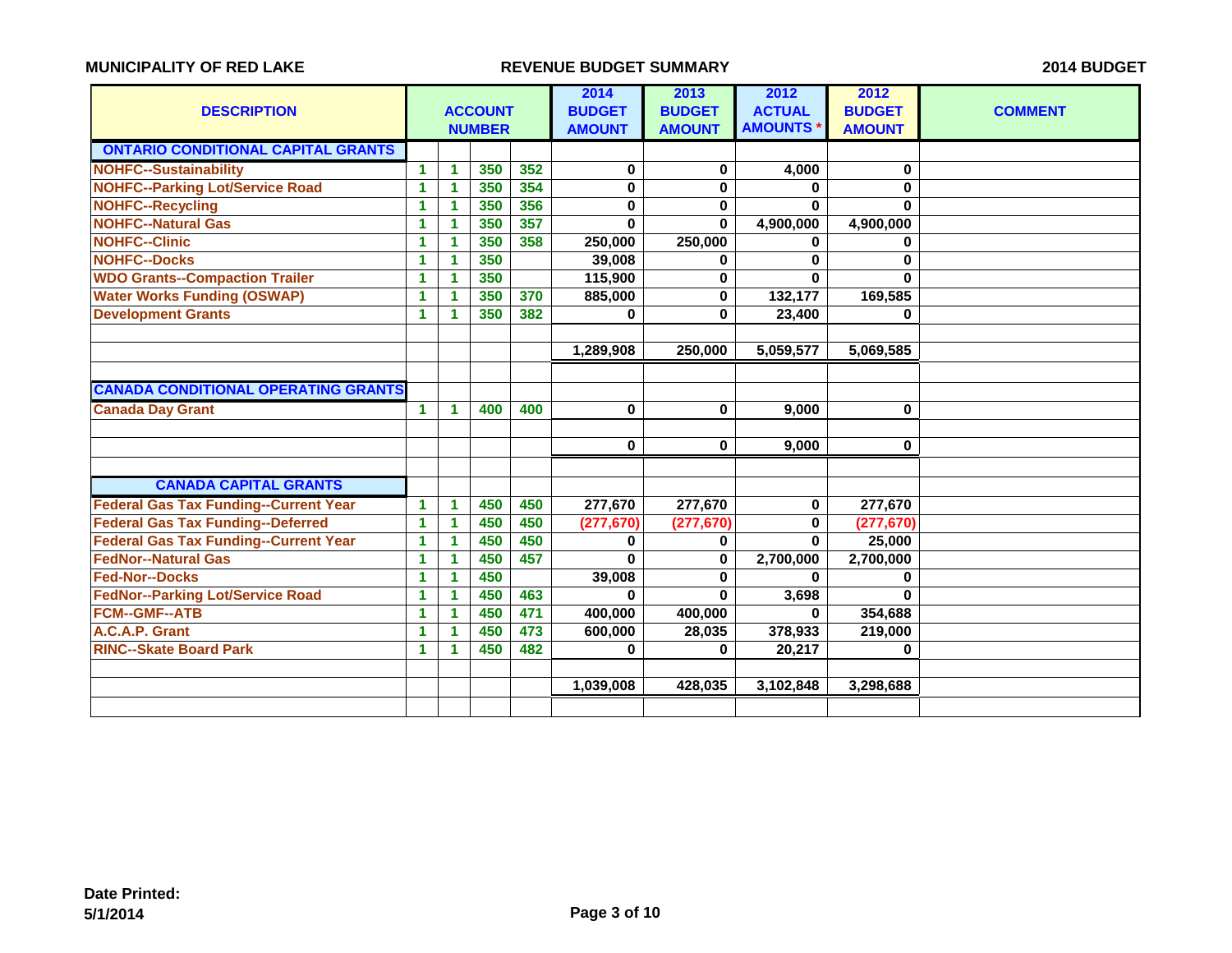MUNICIPALITY OF RED LAKE

REVENUE BUDGET SUMMARY

2014 BUDGET

| DESCRIPTION | ACCOUNT NUMBER | | | | 2014 BUDGET AMOUNT | 2013 BUDGET AMOUNT | 2012 ACTUAL AMOUNTS * | 2012 BUDGET AMOUNT | COMMENT |
|---|---|---|---|---|---|---|---|---|---|
| **ONTARIO CONDITIONAL CAPITAL GRANTS** | | | | | | | | | |
| NOHFC--Sustainability | 1 | 1 | 350 | 352 | 0 | 0 | 4,000 | 0 | |
| NOHFC--Parking Lot/Service Road | 1 | 1 | 350 | 354 | 0 | 0 | 0 | 0 | |
| NOHFC--Recycling | 1 | 1 | 350 | 356 | 0 | 0 | 0 | 0 | |
| NOHFC--Natural Gas | 1 | 1 | 350 | 357 | 0 | 0 | 4,900,000 | 4,900,000 | |
| NOHFC--Clinic | 1 | 1 | 350 | 358 | 250,000 | 250,000 | 0 | 0 | |
| NOHFC--Docks | 1 | 1 | 350 | | 39,008 | 0 | 0 | 0 | |
| WDO Grants--Compaction Trailer | 1 | 1 | 350 | | 115,900 | 0 | 0 | 0 | |
| Water Works Funding (OSWAP) | 1 | 1 | 350 | 370 | 885,000 | 0 | 132,177 | 169,585 | |
| Development Grants | 1 | 1 | 350 | 382 | 0 | 0 | 23,400 | 0 | |
| | | | | | 1,289,908 | 250,000 | 5,059,577 | 5,069,585 | |
| **CANADA CONDITIONAL OPERATING GRANTS** | | | | | | | | | |
| Canada Day Grant | 1 | 1 | 400 | 400 | 0 | 0 | 9,000 | 0 | |
| | | | | | 0 | 0 | 9,000 | 0 | |
| **CANADA CAPITAL GRANTS** | | | | | | | | | |
| Federal Gas Tax Funding--Current Year | 1 | 1 | 450 | 450 | 277,670 | 277,670 | 0 | 277,670 | |
| Federal Gas Tax Funding--Deferred | 1 | 1 | 450 | 450 | (277,670) | (277,670) | 0 | (277,670) | |
| Federal Gas Tax Funding--Current Year | 1 | 1 | 450 | 450 | 0 | 0 | 0 | 25,000 | |
| FedNor--Natural Gas | 1 | 1 | 450 | 457 | 0 | 0 | 2,700,000 | 2,700,000 | |
| Fed-Nor--Docks | 1 | 1 | 450 | | 39,008 | 0 | 0 | 0 | |
| FedNor--Parking Lot/Service Road | 1 | 1 | 450 | 463 | 0 | 0 | 3,698 | 0 | |
| FCM--GMF--ATB | 1 | 1 | 450 | 471 | 400,000 | 400,000 | 0 | 354,688 | |
| A.C.A.P. Grant | 1 | 1 | 450 | 473 | 600,000 | 28,035 | 378,933 | 219,000 | |
| RINC--Skate Board Park | 1 | 1 | 450 | 482 | 0 | 0 | 20,217 | 0 | |
| | | | | | 1,039,008 | 428,035 | 3,102,848 | 3,298,688 | |

**Date Printed:**
**5/1/2014**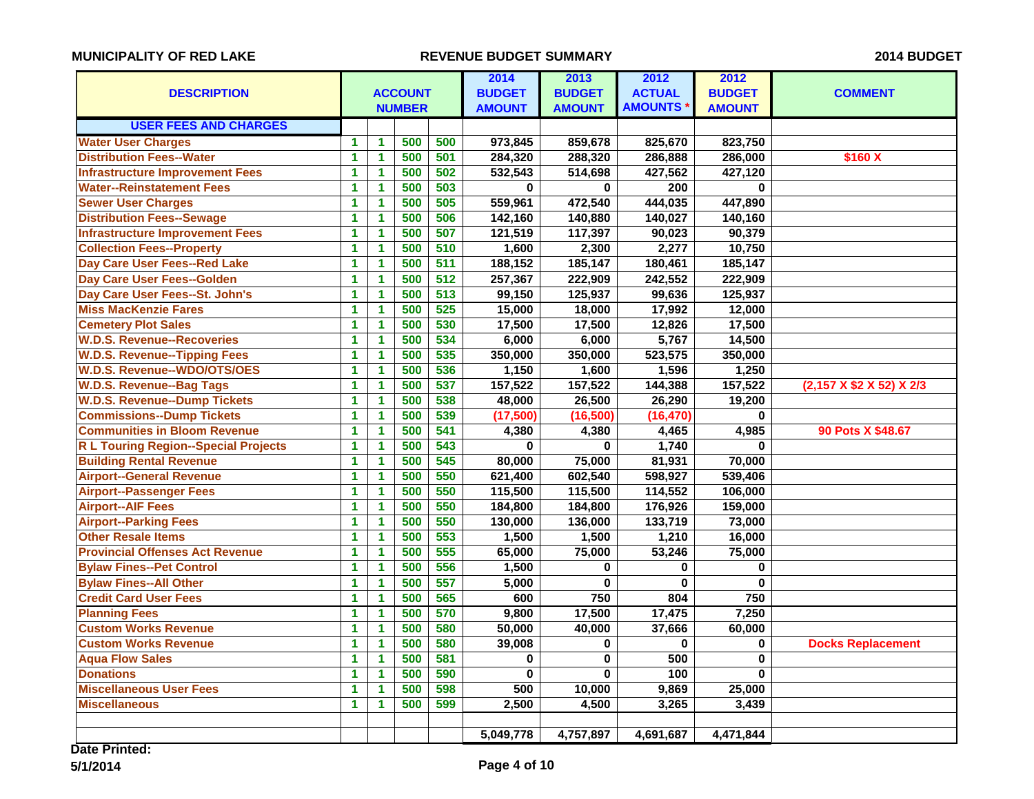**MUNICIPALITY OF RED LAKE** — **REVENUE BUDGET SUMMARY** — **2014 BUDGET**

| DESCRIPTION | ACCOUNT NUMBER | | | | 2014 BUDGET AMOUNT | 2013 BUDGET AMOUNT | 2012 ACTUAL AMOUNTS * | 2012 BUDGET AMOUNT | COMMENT |
|---|---|---|---|---|---|---|---|---|---|
| **USER FEES AND CHARGES** | | | | | | | | | |
| Water User Charges | 1 | 1 | 500 | 500 | 973,845 | 859,678 | 825,670 | 823,750 | |
| Distribution Fees--Water | 1 | 1 | 500 | 501 | 284,320 | 288,320 | 286,888 | 286,000 | $160 X |
| Infrastructure Improvement Fees | 1 | 1 | 500 | 502 | 532,543 | 514,698 | 427,562 | 427,120 | |
| Water--Reinstatement Fees | 1 | 1 | 500 | 503 | 0 | 0 | 200 | 0 | |
| Sewer User Charges | 1 | 1 | 500 | 505 | 559,961 | 472,540 | 444,035 | 447,890 | |
| Distribution Fees--Sewage | 1 | 1 | 500 | 506 | 142,160 | 140,880 | 140,027 | 140,160 | |
| Infrastructure Improvement Fees | 1 | 1 | 500 | 507 | 121,519 | 117,397 | 90,023 | 90,379 | |
| Collection Fees--Property | 1 | 1 | 500 | 510 | 1,600 | 2,300 | 2,277 | 10,750 | |
| Day Care User Fees--Red Lake | 1 | 1 | 500 | 511 | 188,152 | 185,147 | 180,461 | 185,147 | |
| Day Care User Fees--Golden | 1 | 1 | 500 | 512 | 257,367 | 222,909 | 242,552 | 222,909 | |
| Day Care User Fees--St. John's | 1 | 1 | 500 | 513 | 99,150 | 125,937 | 99,636 | 125,937 | |
| Miss MacKenzie Fares | 1 | 1 | 500 | 525 | 15,000 | 18,000 | 17,992 | 12,000 | |
| Cemetery Plot Sales | 1 | 1 | 500 | 530 | 17,500 | 17,500 | 12,826 | 17,500 | |
| W.D.S. Revenue--Recoveries | 1 | 1 | 500 | 534 | 6,000 | 6,000 | 5,767 | 14,500 | |
| W.D.S. Revenue--Tipping Fees | 1 | 1 | 500 | 535 | 350,000 | 350,000 | 523,575 | 350,000 | |
| W.D.S. Revenue--WDO/OTS/OES | 1 | 1 | 500 | 536 | 1,150 | 1,600 | 1,596 | 1,250 | |
| W.D.S. Revenue--Bag Tags | 1 | 1 | 500 | 537 | 157,522 | 157,522 | 144,388 | 157,522 | (2,157 X $2 X 52) X 2/3 |
| W.D.S. Revenue--Dump Tickets | 1 | 1 | 500 | 538 | 48,000 | 26,500 | 26,290 | 19,200 | |
| Commissions--Dump Tickets | 1 | 1 | 500 | 539 | (17,500) | (16,500) | (16,470) | 0 | |
| Communities in Bloom Revenue | 1 | 1 | 500 | 541 | 4,380 | 4,380 | 4,465 | 4,985 | 90 Pots X $48.67 |
| R L Touring Region--Special Projects | 1 | 1 | 500 | 543 | 0 | 0 | 1,740 | 0 | |
| Building Rental Revenue | 1 | 1 | 500 | 545 | 80,000 | 75,000 | 81,931 | 70,000 | |
| Airport--General Revenue | 1 | 1 | 500 | 550 | 621,400 | 602,540 | 598,927 | 539,406 | |
| Airport--Passenger Fees | 1 | 1 | 500 | 550 | 115,500 | 115,500 | 114,552 | 106,000 | |
| Airport--AIF Fees | 1 | 1 | 500 | 550 | 184,800 | 184,800 | 176,926 | 159,000 | |
| Airport--Parking Fees | 1 | 1 | 500 | 550 | 130,000 | 136,000 | 133,719 | 73,000 | |
| Other Resale Items | 1 | 1 | 500 | 553 | 1,500 | 1,500 | 1,210 | 16,000 | |
| Provincial Offenses Act Revenue | 1 | 1 | 500 | 555 | 65,000 | 75,000 | 53,246 | 75,000 | |
| Bylaw Fines--Pet Control | 1 | 1 | 500 | 556 | 1,500 | 0 | 0 | 0 | |
| Bylaw Fines--All Other | 1 | 1 | 500 | 557 | 5,000 | 0 | 0 | 0 | |
| Credit Card User Fees | 1 | 1 | 500 | 565 | 600 | 750 | 804 | 750 | |
| Planning Fees | 1 | 1 | 500 | 570 | 9,800 | 17,500 | 17,475 | 7,250 | |
| Custom Works Revenue | 1 | 1 | 500 | 580 | 50,000 | 40,000 | 37,666 | 60,000 | |
| Custom Works Revenue | 1 | 1 | 500 | 580 | 39,008 | 0 | 0 | 0 | Docks Replacement |
| Aqua Flow Sales | 1 | 1 | 500 | 581 | 0 | 0 | 500 | 0 | |
| Donations | 1 | 1 | 500 | 590 | 0 | 0 | 100 | 0 | |
| Miscellaneous User Fees | 1 | 1 | 500 | 598 | 500 | 10,000 | 9,869 | 25,000 | |
| Miscellaneous | 1 | 1 | 500 | 599 | 2,500 | 4,500 | 3,265 | 3,439 | |
| | | | | | | | | | |
| | | | | | 5,049,778 | 4,757,897 | 4,691,687 | 4,471,844 | |

**Date Printed:**
**5/1/2014**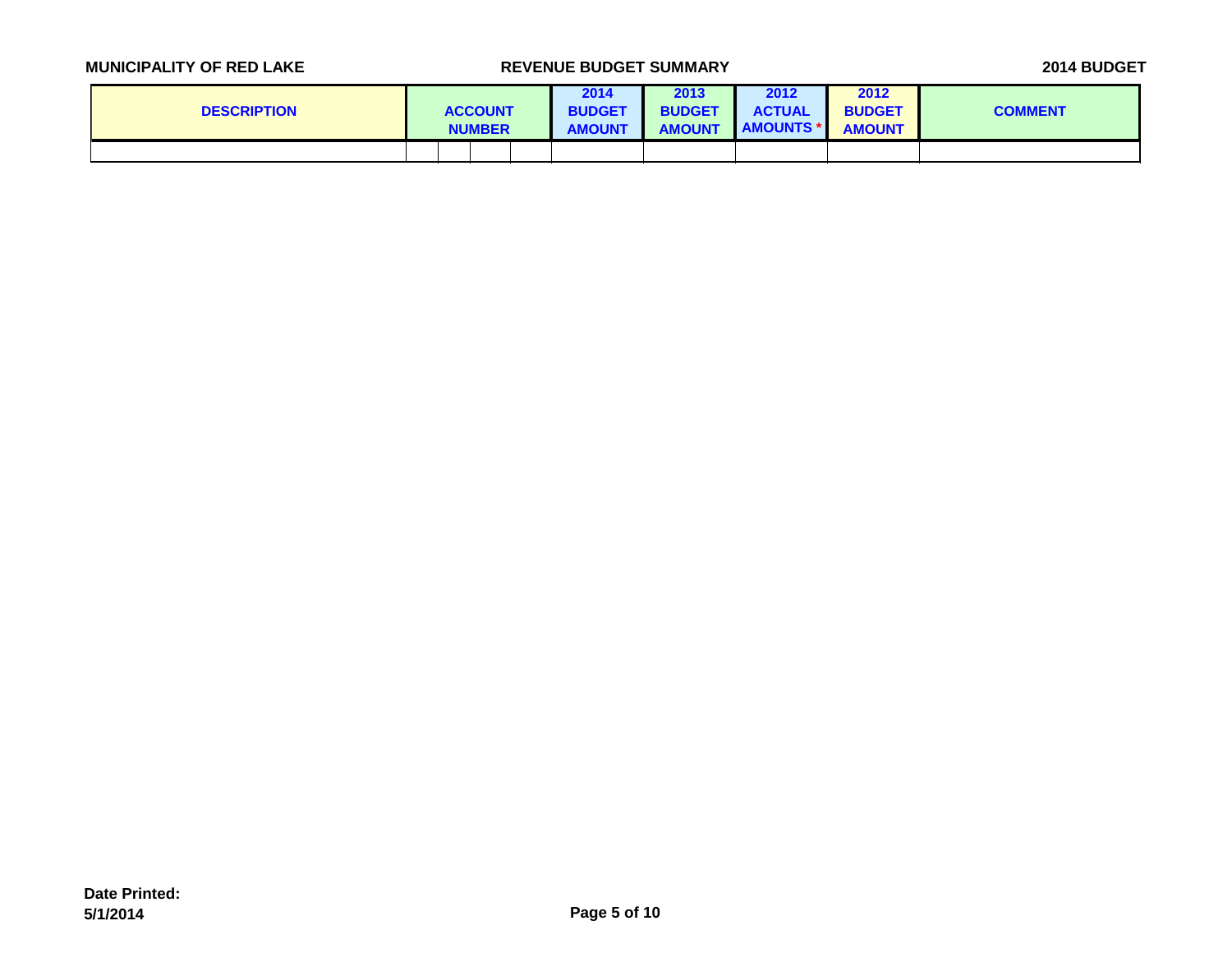MUNICIPALITY OF RED LAKE

REVENUE BUDGET SUMMARY

2014 BUDGET

| DESCRIPTION | ACCOUNT NUMBER | | | | 2014 BUDGET AMOUNT | 2013 BUDGET AMOUNT | 2012 ACTUAL AMOUNTS * | 2012 BUDGET AMOUNT | COMMENT |
|---|---|---|---|---|---|---|---|---|---|
| | | | | | | | | | |

Date Printed:
5/1/2014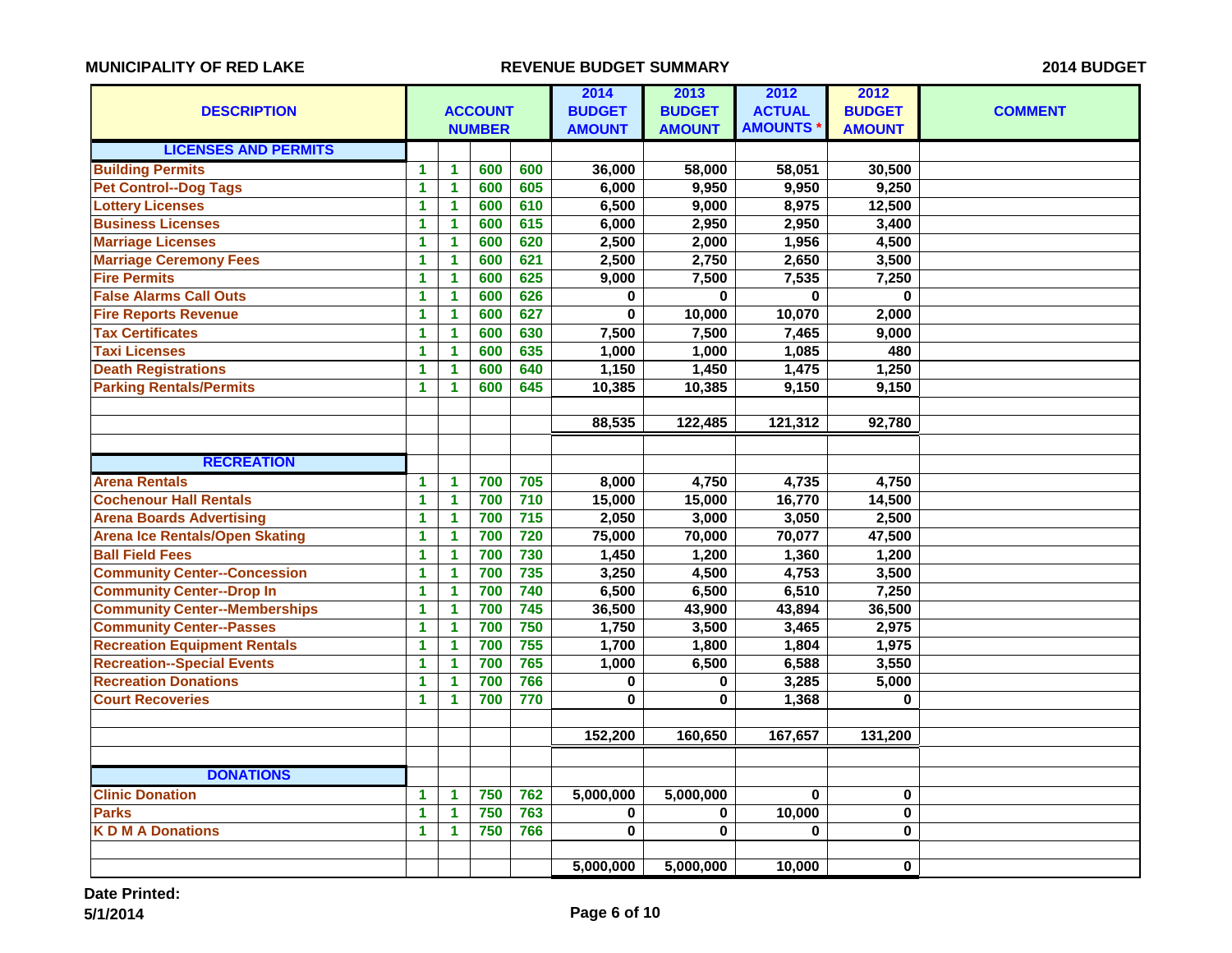**MUNICIPALITY OF RED LAKE** — **REVENUE BUDGET SUMMARY** — **2014 BUDGET**

| DESCRIPTION | ACCOUNT NUMBER | | | | 2014 BUDGET AMOUNT | 2013 BUDGET AMOUNT | 2012 ACTUAL AMOUNTS * | 2012 BUDGET AMOUNT | COMMENT |
|---|---|---|---|---|---|---|---|---|---|
| **LICENSES AND PERMITS** | | | | | | | | | |
| Building Permits | 1 | 1 | 600 | 600 | 36,000 | 58,000 | 58,051 | 30,500 | |
| Pet Control--Dog Tags | 1 | 1 | 600 | 605 | 6,000 | 9,950 | 9,950 | 9,250 | |
| Lottery Licenses | 1 | 1 | 600 | 610 | 6,500 | 9,000 | 8,975 | 12,500 | |
| Business Licenses | 1 | 1 | 600 | 615 | 6,000 | 2,950 | 2,950 | 3,400 | |
| Marriage Licenses | 1 | 1 | 600 | 620 | 2,500 | 2,000 | 1,956 | 4,500 | |
| Marriage Ceremony Fees | 1 | 1 | 600 | 621 | 2,500 | 2,750 | 2,650 | 3,500 | |
| Fire Permits | 1 | 1 | 600 | 625 | 9,000 | 7,500 | 7,535 | 7,250 | |
| False Alarms Call Outs | 1 | 1 | 600 | 626 | 0 | 0 | 0 | 0 | |
| Fire Reports Revenue | 1 | 1 | 600 | 627 | 0 | 10,000 | 10,070 | 2,000 | |
| Tax Certificates | 1 | 1 | 600 | 630 | 7,500 | 7,500 | 7,465 | 9,000 | |
| Taxi Licenses | 1 | 1 | 600 | 635 | 1,000 | 1,000 | 1,085 | 480 | |
| Death Registrations | 1 | 1 | 600 | 640 | 1,150 | 1,450 | 1,475 | 1,250 | |
| Parking Rentals/Permits | 1 | 1 | 600 | 645 | 10,385 | 10,385 | 9,150 | 9,150 | |
| | | | | | **88,535** | **122,485** | **121,312** | **92,780** | |
| **RECREATION** | | | | | | | | | |
| Arena Rentals | 1 | 1 | 700 | 705 | 8,000 | 4,750 | 4,735 | 4,750 | |
| Cochenour Hall Rentals | 1 | 1 | 700 | 710 | 15,000 | 15,000 | 16,770 | 14,500 | |
| Arena Boards Advertising | 1 | 1 | 700 | 715 | 2,050 | 3,000 | 3,050 | 2,500 | |
| Arena Ice Rentals/Open Skating | 1 | 1 | 700 | 720 | 75,000 | 70,000 | 70,077 | 47,500 | |
| Ball Field Fees | 1 | 1 | 700 | 730 | 1,450 | 1,200 | 1,360 | 1,200 | |
| Community Center--Concession | 1 | 1 | 700 | 735 | 3,250 | 4,500 | 4,753 | 3,500 | |
| Community Center--Drop In | 1 | 1 | 700 | 740 | 6,500 | 6,500 | 6,510 | 7,250 | |
| Community Center--Memberships | 1 | 1 | 700 | 745 | 36,500 | 43,900 | 43,894 | 36,500 | |
| Community Center--Passes | 1 | 1 | 700 | 750 | 1,750 | 3,500 | 3,465 | 2,975 | |
| Recreation Equipment Rentals | 1 | 1 | 700 | 755 | 1,700 | 1,800 | 1,804 | 1,975 | |
| Recreation--Special Events | 1 | 1 | 700 | 765 | 1,000 | 6,500 | 6,588 | 3,550 | |
| Recreation Donations | 1 | 1 | 700 | 766 | 0 | 0 | 3,285 | 5,000 | |
| Court Recoveries | 1 | 1 | 700 | 770 | 0 | 0 | 1,368 | 0 | |
| | | | | | **152,200** | **160,650** | **167,657** | **131,200** | |
| **DONATIONS** | | | | | | | | | |
| Clinic Donation | 1 | 1 | 750 | 762 | 5,000,000 | 5,000,000 | 0 | 0 | |
| Parks | 1 | 1 | 750 | 763 | 0 | 0 | 10,000 | 0 | |
| K D M A Donations | 1 | 1 | 750 | 766 | 0 | 0 | 0 | 0 | |
| | | | | | **5,000,000** | **5,000,000** | **10,000** | **0** | |

**Date Printed:**
**5/1/2014**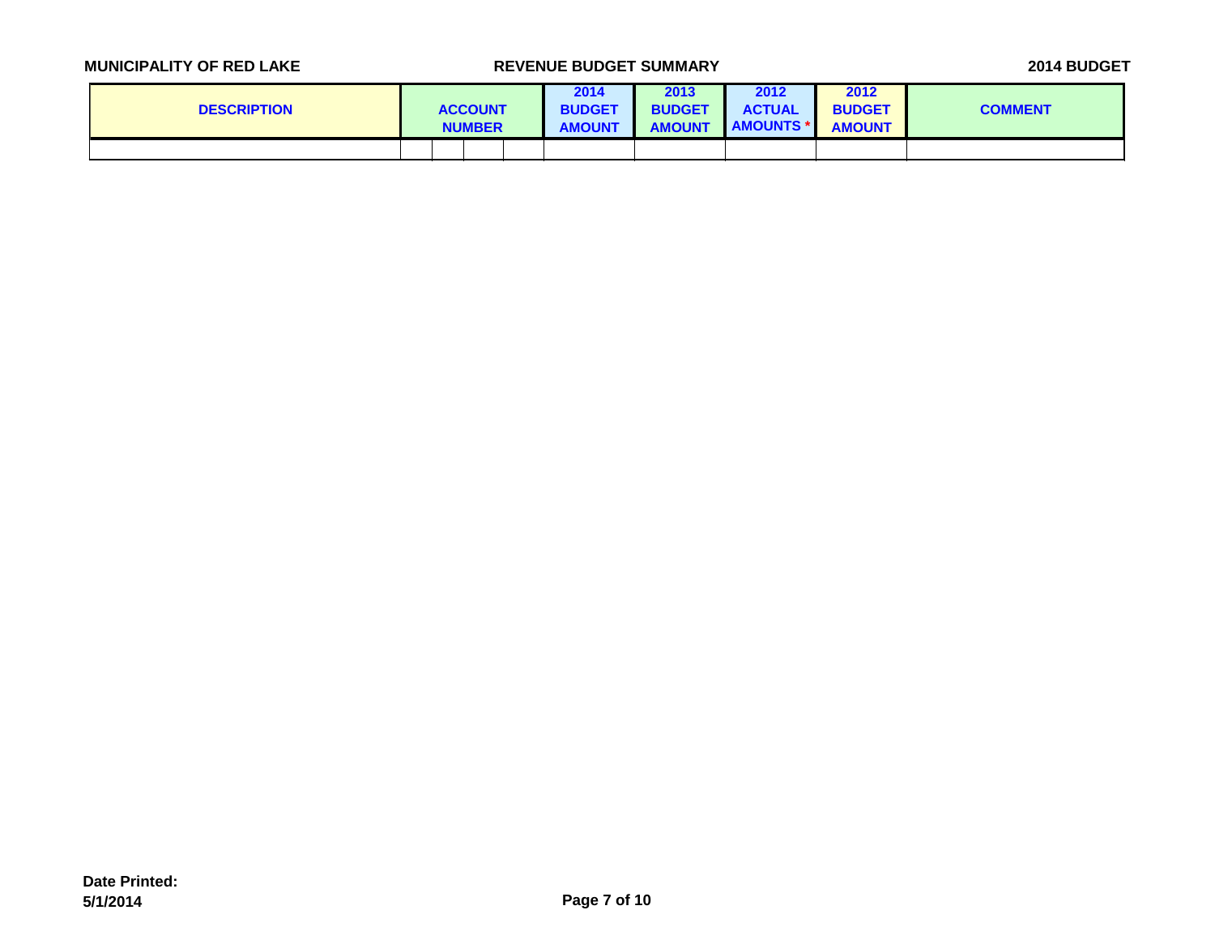**MUNICIPALITY OF RED LAKE** | **REVENUE BUDGET SUMMARY** | **2014 BUDGET**

| DESCRIPTION | ACCOUNT NUMBER | | | | 2014 BUDGET AMOUNT | 2013 BUDGET AMOUNT | 2012 ACTUAL AMOUNTS * | 2012 BUDGET AMOUNT | COMMENT |
|---|---|---|---|---|---|---|---|---|---|
| | | | | | | | | | |

**Date Printed:**
**5/1/2014**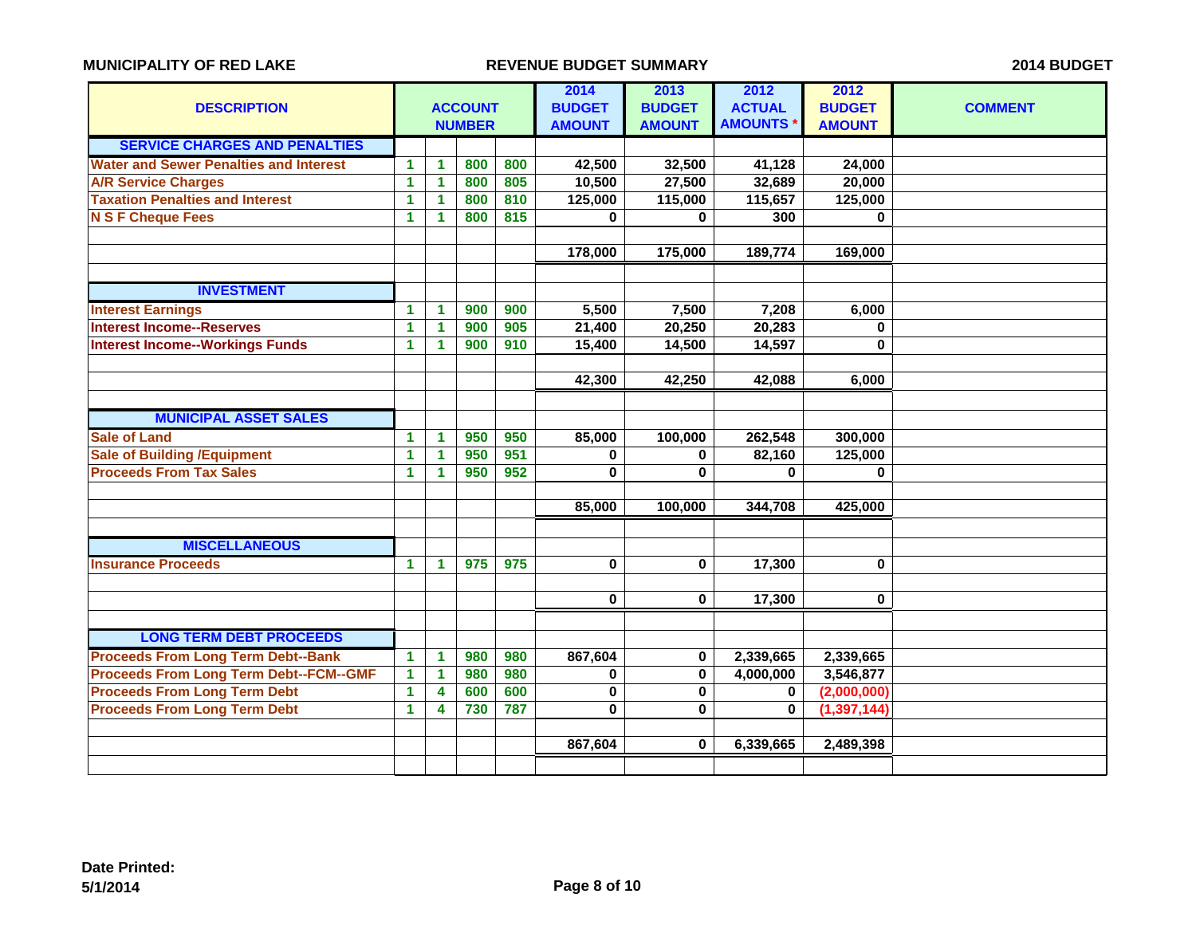MUNICIPALITY OF RED LAKE — REVENUE BUDGET SUMMARY — 2014 BUDGET

| DESCRIPTION | ACCOUNT NUMBER | | | | 2014 BUDGET AMOUNT | 2013 BUDGET AMOUNT | 2012 ACTUAL AMOUNTS * | 2012 BUDGET AMOUNT | COMMENT |
|---|---|---|---|---|---|---|---|---|---|
| **SERVICE CHARGES AND PENALTIES** | | | | | | | | | |
| Water and Sewer Penalties and Interest | 1 | 1 | 800 | 800 | 42,500 | 32,500 | 41,128 | 24,000 | |
| A/R Service Charges | 1 | 1 | 800 | 805 | 10,500 | 27,500 | 32,689 | 20,000 | |
| Taxation Penalties and Interest | 1 | 1 | 800 | 810 | 125,000 | 115,000 | 115,657 | 125,000 | |
| N S F Cheque Fees | 1 | 1 | 800 | 815 | 0 | 0 | 300 | 0 | |
| | | | | | 178,000 | 175,000 | 189,774 | 169,000 | |
| **INVESTMENT** | | | | | | | | | |
| Interest Earnings | 1 | 1 | 900 | 900 | 5,500 | 7,500 | 7,208 | 6,000 | |
| Interest Income--Reserves | 1 | 1 | 900 | 905 | 21,400 | 20,250 | 20,283 | 0 | |
| Interest Income--Workings Funds | 1 | 1 | 900 | 910 | 15,400 | 14,500 | 14,597 | 0 | |
| | | | | | 42,300 | 42,250 | 42,088 | 6,000 | |
| **MUNICIPAL ASSET SALES** | | | | | | | | | |
| Sale of Land | 1 | 1 | 950 | 950 | 85,000 | 100,000 | 262,548 | 300,000 | |
| Sale of Building /Equipment | 1 | 1 | 950 | 951 | 0 | 0 | 82,160 | 125,000 | |
| Proceeds From Tax Sales | 1 | 1 | 950 | 952 | 0 | 0 | 0 | 0 | |
| | | | | | 85,000 | 100,000 | 344,708 | 425,000 | |
| **MISCELLANEOUS** | | | | | | | | | |
| Insurance Proceeds | 1 | 1 | 975 | 975 | 0 | 0 | 17,300 | 0 | |
| | | | | | 0 | 0 | 17,300 | 0 | |
| **LONG TERM DEBT PROCEEDS** | | | | | | | | | |
| Proceeds From Long Term Debt--Bank | 1 | 1 | 980 | 980 | 867,604 | 0 | 2,339,665 | 2,339,665 | |
| Proceeds From Long Term Debt--FCM--GMF | 1 | 1 | 980 | 980 | 0 | 0 | 4,000,000 | 3,546,877 | |
| Proceeds From Long Term Debt | 1 | 4 | 600 | 600 | 0 | 0 | 0 | (2,000,000) | |
| Proceeds From Long Term Debt | 1 | 4 | 730 | 787 | 0 | 0 | 0 | (1,397,144) | |
| | | | | | 867,604 | 0 | 6,339,665 | 2,489,398 | |

**Date Printed:**
**5/1/2014**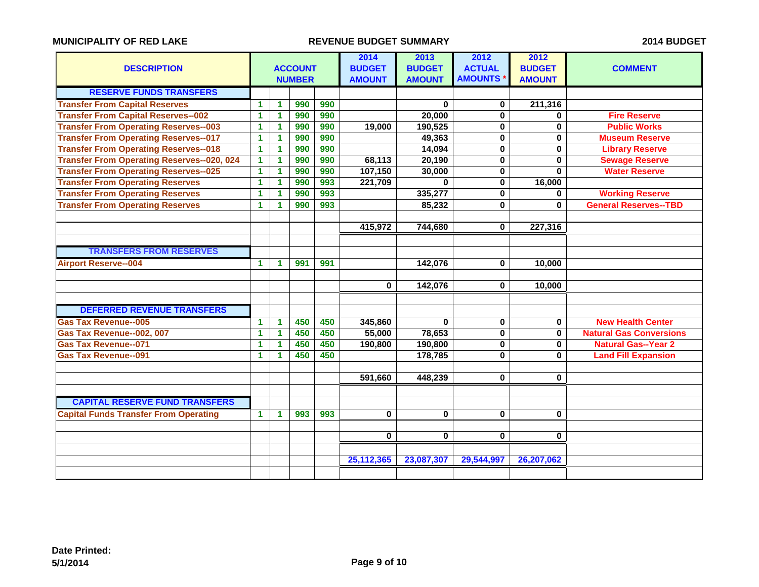**MUNICIPALITY OF RED LAKE** — **REVENUE BUDGET SUMMARY** — **2014 BUDGET**

| DESCRIPTION | ACCOUNT NUMBER | | | | 2014 BUDGET AMOUNT | 2013 BUDGET AMOUNT | 2012 ACTUAL AMOUNTS * | 2012 BUDGET AMOUNT | COMMENT |
|---|---|---|---|---|---|---|---|---|---|
| **RESERVE FUNDS TRANSFERS** | | | | | | | | | |
| Transfer From Capital Reserves | 1 | 1 | 990 | 990 | | 0 | 0 | 211,316 | |
| Transfer From Capital Reserves--002 | 1 | 1 | 990 | 990 | | 20,000 | 0 | 0 | Fire Reserve |
| Transfer From Operating Reserves--003 | 1 | 1 | 990 | 990 | 19,000 | 190,525 | 0 | 0 | Public Works |
| Transfer From Operating Reserves--017 | 1 | 1 | 990 | 990 | | 49,363 | 0 | 0 | Museum Reserve |
| Transfer From Operating Reserves--018 | 1 | 1 | 990 | 990 | | 14,094 | 0 | 0 | Library Reserve |
| Transfer From Operating Reserves--020, 024 | 1 | 1 | 990 | 990 | 68,113 | 20,190 | 0 | 0 | Sewage Reserve |
| Transfer From Operating Reserves--025 | 1 | 1 | 990 | 990 | 107,150 | 30,000 | 0 | 0 | Water Reserve |
| Transfer From Operating Reserves | 1 | 1 | 990 | 993 | 221,709 | 0 | 0 | 16,000 | |
| Transfer From Operating Reserves | 1 | 1 | 990 | 993 | | 335,277 | 0 | 0 | Working Reserve |
| Transfer From Operating Reserves | 1 | 1 | 990 | 993 | | 85,232 | 0 | 0 | General Reserves--TBD |
| | | | | | 415,972 | 744,680 | 0 | 227,316 | |
| **TRANSFERS FROM RESERVES** | | | | | | | | | |
| Airport Reserve--004 | 1 | 1 | 991 | 991 | | 142,076 | 0 | 10,000 | |
| | | | | | 0 | 142,076 | 0 | 10,000 | |
| **DEFERRED REVENUE TRANSFERS** | | | | | | | | | |
| Gas Tax Revenue--005 | 1 | 1 | 450 | 450 | 345,860 | 0 | 0 | 0 | New Health Center |
| Gas Tax Revenue--002, 007 | 1 | 1 | 450 | 450 | 55,000 | 78,653 | 0 | 0 | Natural Gas Conversions |
| Gas Tax Revenue--071 | 1 | 1 | 450 | 450 | 190,800 | 190,800 | 0 | 0 | Natural Gas--Year 2 |
| Gas Tax Revenue--091 | 1 | 1 | 450 | 450 | | 178,785 | 0 | 0 | Land Fill Expansion |
| | | | | | 591,660 | 448,239 | 0 | 0 | |
| **CAPITAL RESERVE FUND TRANSFERS** | | | | | | | | | |
| Capital Funds Transfer From Operating | 1 | 1 | 993 | 993 | 0 | 0 | 0 | 0 | |
| | | | | | 0 | 0 | 0 | 0 | |
| | | | | | 25,112,365 | 23,087,307 | 29,544,997 | 26,207,062 | |

**Date Printed:**
**5/1/2014**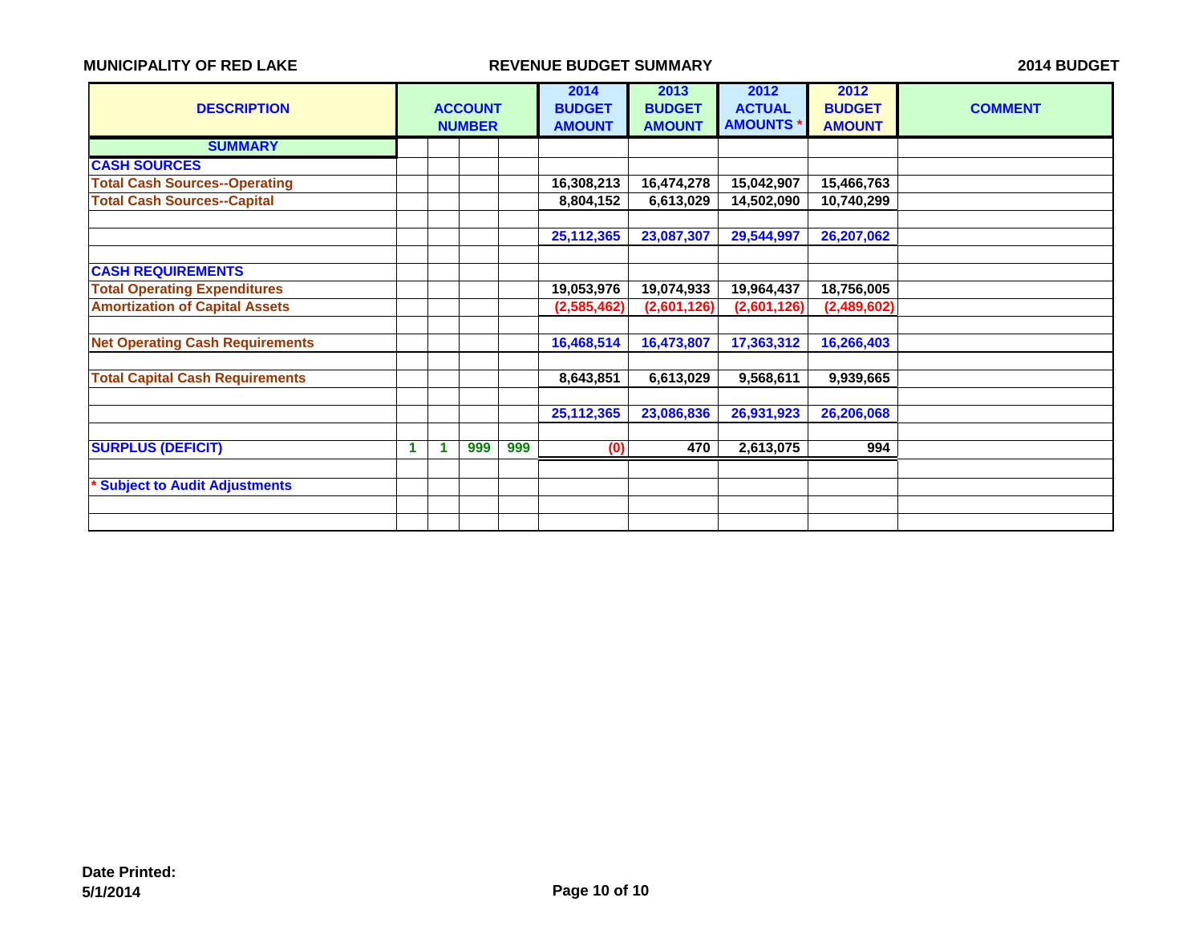**MUNICIPALITY OF RED LAKE** — **REVENUE BUDGET SUMMARY** — **2014 BUDGET**

| DESCRIPTION | ACCOUNT NUMBER | | | | 2014 BUDGET AMOUNT | 2013 BUDGET AMOUNT | 2012 ACTUAL AMOUNTS * | 2012 BUDGET AMOUNT | COMMENT |
|---|---|---|---|---|---|---|---|---|---|
| **SUMMARY** | | | | | | | | | |
| **CASH SOURCES** | | | | | | | | | |
| Total Cash Sources--Operating | | | | | 16,308,213 | 16,474,278 | 15,042,907 | 15,466,763 | |
| Total Cash Sources--Capital | | | | | 8,804,152 | 6,613,029 | 14,502,090 | 10,740,299 | |
| | | | | | | | | | |
| | | | | | 25,112,365 | 23,087,307 | 29,544,997 | 26,207,062 | |
| | | | | | | | | | |
| **CASH REQUIREMENTS** | | | | | | | | | |
| Total Operating Expenditures | | | | | 19,053,976 | 19,074,933 | 19,964,437 | 18,756,005 | |
| Amortization of Capital Assets | | | | | (2,585,462) | (2,601,126) | (2,601,126) | (2,489,602) | |
| | | | | | | | | | |
| Net Operating Cash Requirements | | | | | 16,468,514 | 16,473,807 | 17,363,312 | 16,266,403 | |
| | | | | | | | | | |
| Total Capital Cash Requirements | | | | | 8,643,851 | 6,613,029 | 9,568,611 | 9,939,665 | |
| | | | | | | | | | |
| | | | | | 25,112,365 | 23,086,836 | 26,931,923 | 26,206,068 | |
| | | | | | | | | | |
| **SURPLUS (DEFICIT)** | 1 | 1 | 999 | 999 | (0) | 470 | 2,613,075 | 994 | |
| | | | | | | | | | |
| * Subject to Audit Adjustments | | | | | | | | | |

**Date Printed:**
**5/1/2014**